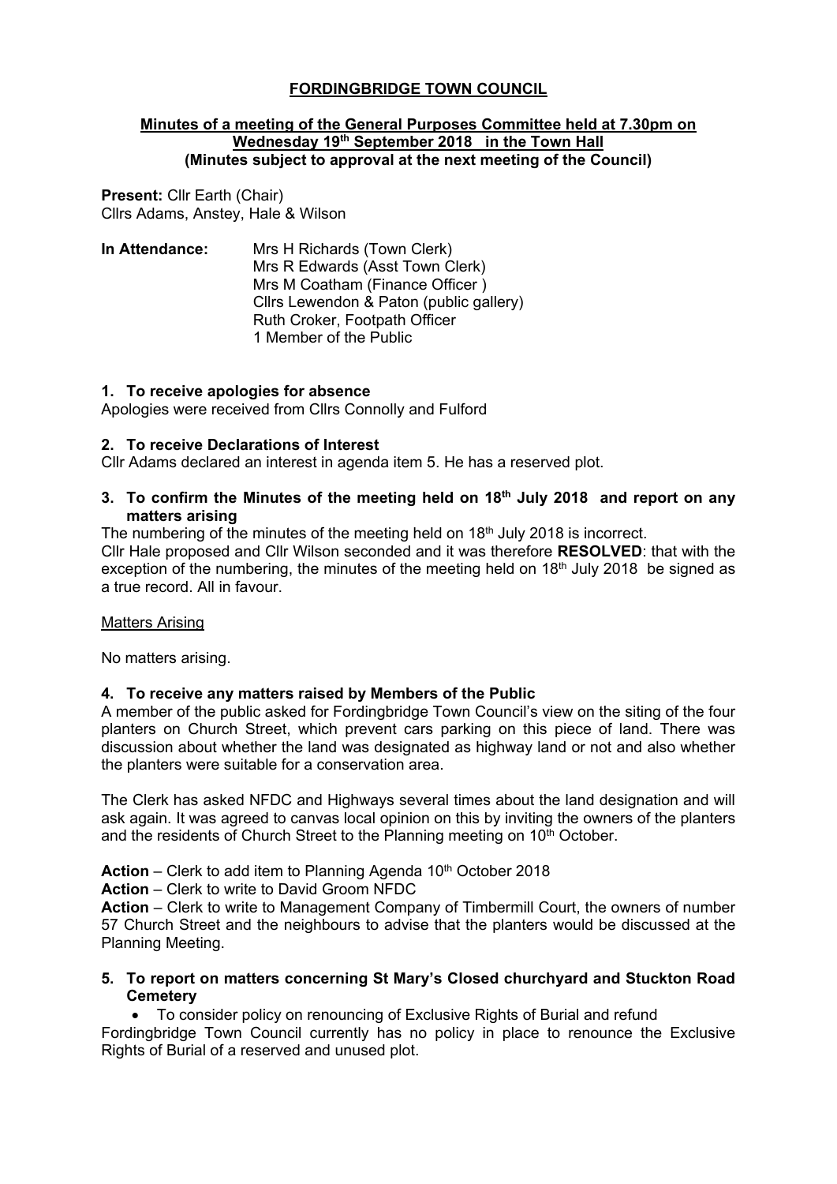# FORDINGBRIDGE TOWN COUNCIL

**Minutes of a meeting of the General Purposes Committee held at 7.30pm on Wednesday 19th September 2018 in the Town Hall**
**(Minutes subject to approval at the next meeting of the Council)**

**Present:** Cllr Earth (Chair)
Cllrs Adams, Anstey, Hale & Wilson

**In Attendance:**
Mrs H Richards (Town Clerk)
Mrs R Edwards (Asst Town Clerk)
Mrs M Coatham (Finance Officer )
Cllrs Lewendon & Paton (public gallery)
Ruth Croker, Footpath Officer
1 Member of the Public

## 1. To receive apologies for absence

Apologies were received from Cllrs Connolly and Fulford

## 2. To receive Declarations of Interest

Cllr Adams declared an interest in agenda item 5. He has a reserved plot.

## 3. To confirm the Minutes of the meeting held on 18th July 2018 and report on any matters arising

The numbering of the minutes of the meeting held on 18th July 2018 is incorrect.
Cllr Hale proposed and Cllr Wilson seconded and it was therefore **RESOLVED**: that with the exception of the numbering, the minutes of the meeting held on 18th July 2018 be signed as a true record. All in favour.

Matters Arising

No matters arising.

## 4. To receive any matters raised by Members of the Public

A member of the public asked for Fordingbridge Town Council's view on the siting of the four planters on Church Street, which prevent cars parking on this piece of land. There was discussion about whether the land was designated as highway land or not and also whether the planters were suitable for a conservation area.

The Clerk has asked NFDC and Highways several times about the land designation and will ask again. It was agreed to canvas local opinion on this by inviting the owners of the planters and the residents of Church Street to the Planning meeting on 10th October.

**Action** – Clerk to add item to Planning Agenda 10th October 2018
**Action** – Clerk to write to David Groom NFDC
**Action** – Clerk to write to Management Company of Timbermill Court, the owners of number 57 Church Street and the neighbours to advise that the planters would be discussed at the Planning Meeting.

## 5. To report on matters concerning St Mary's Closed churchyard and Stuckton Road Cemetery

- To consider policy on renouncing of Exclusive Rights of Burial and refund

Fordingbridge Town Council currently has no policy in place to renounce the Exclusive Rights of Burial of a reserved and unused plot.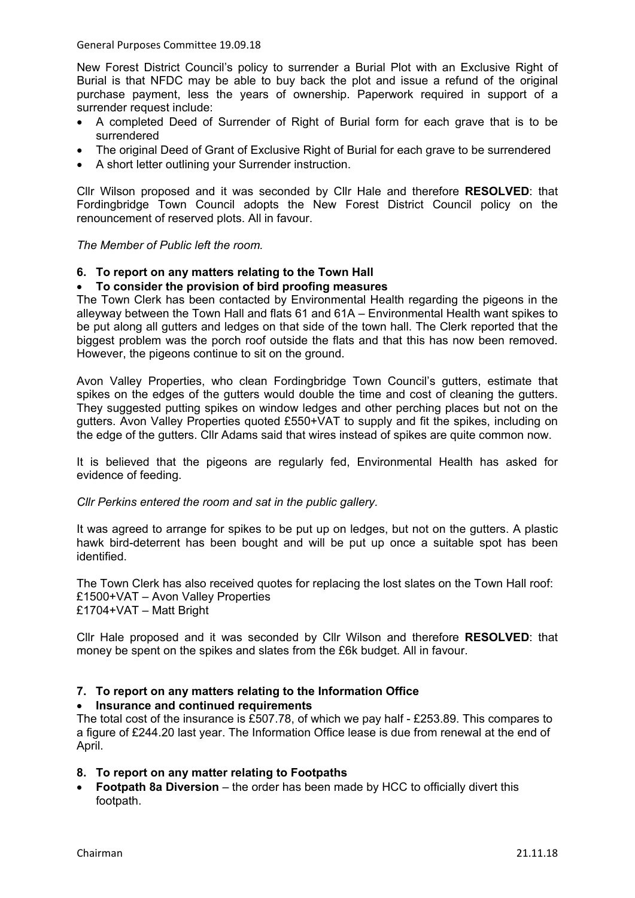New Forest District Council's policy to surrender a Burial Plot with an Exclusive Right of Burial is that NFDC may be able to buy back the plot and issue a refund of the original purchase payment, less the years of ownership. Paperwork required in support of a surrender request include:

- A completed Deed of Surrender of Right of Burial form for each grave that is to be surrendered
- The original Deed of Grant of Exclusive Right of Burial for each grave to be surrendered
- A short letter outlining your Surrender instruction.

Cllr Wilson proposed and it was seconded by Cllr Hale and therefore **RESOLVED**: that Fordingbridge Town Council adopts the New Forest District Council policy on the renouncement of reserved plots. All in favour.

*The Member of Public left the room.*

**6. To report on any matters relating to the Town Hall**

- **To consider the provision of bird proofing measures**

The Town Clerk has been contacted by Environmental Health regarding the pigeons in the alleyway between the Town Hall and flats 61 and 61A – Environmental Health want spikes to be put along all gutters and ledges on that side of the town hall. The Clerk reported that the biggest problem was the porch roof outside the flats and that this has now been removed. However, the pigeons continue to sit on the ground.

Avon Valley Properties, who clean Fordingbridge Town Council's gutters, estimate that spikes on the edges of the gutters would double the time and cost of cleaning the gutters. They suggested putting spikes on window ledges and other perching places but not on the gutters. Avon Valley Properties quoted £550+VAT to supply and fit the spikes, including on the edge of the gutters. Cllr Adams said that wires instead of spikes are quite common now.

It is believed that the pigeons are regularly fed, Environmental Health has asked for evidence of feeding.

*Cllr Perkins entered the room and sat in the public gallery.*

It was agreed to arrange for spikes to be put up on ledges, but not on the gutters. A plastic hawk bird-deterrent has been bought and will be put up once a suitable spot has been identified.

The Town Clerk has also received quotes for replacing the lost slates on the Town Hall roof:
£1500+VAT – Avon Valley Properties
£1704+VAT – Matt Bright

Cllr Hale proposed and it was seconded by Cllr Wilson and therefore **RESOLVED**: that money be spent on the spikes and slates from the £6k budget. All in favour.

**7. To report on any matters relating to the Information Office**

- **Insurance and continued requirements**

The total cost of the insurance is £507.78, of which we pay half - £253.89. This compares to a figure of £244.20 last year. The Information Office lease is due from renewal at the end of April.

**8. To report on any matter relating to Footpaths**

- **Footpath 8a Diversion** – the order has been made by HCC to officially divert this footpath.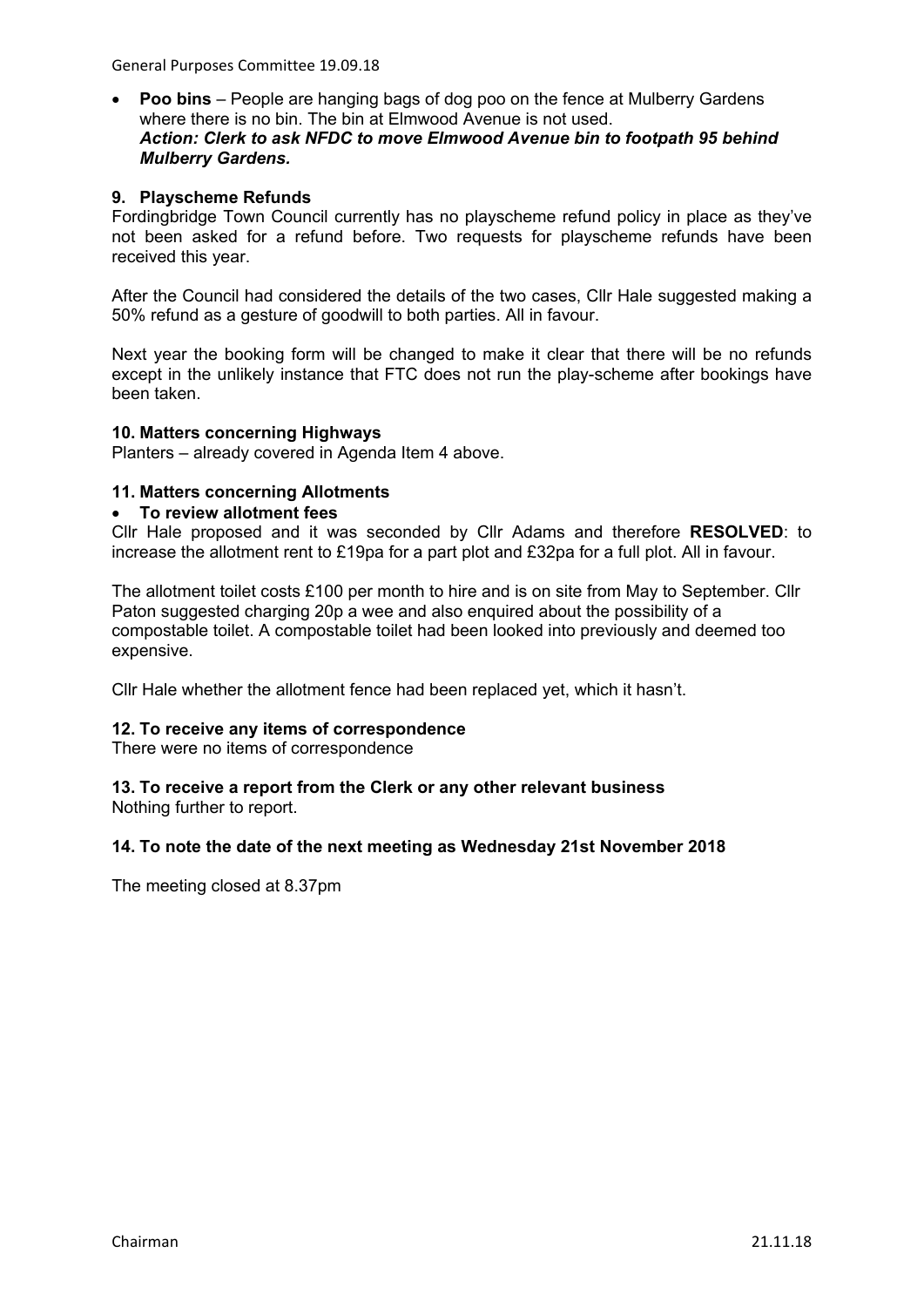- **Poo bins** – People are hanging bags of dog poo on the fence at Mulberry Gardens where there is no bin. The bin at Elmwood Avenue is not used.
  ***Action: Clerk to ask NFDC to move Elmwood Avenue bin to footpath 95 behind Mulberry Gardens.***

**9. Playscheme Refunds**

Fordingbridge Town Council currently has no playscheme refund policy in place as they've not been asked for a refund before. Two requests for playscheme refunds have been received this year.

After the Council had considered the details of the two cases, Cllr Hale suggested making a 50% refund as a gesture of goodwill to both parties. All in favour.

Next year the booking form will be changed to make it clear that there will be no refunds except in the unlikely instance that FTC does not run the play-scheme after bookings have been taken.

**10. Matters concerning Highways**

Planters – already covered in Agenda Item 4 above.

**11. Matters concerning Allotments**

- **To review allotment fees**

Cllr Hale proposed and it was seconded by Cllr Adams and therefore **RESOLVED**: to increase the allotment rent to £19pa for a part plot and £32pa for a full plot. All in favour.

The allotment toilet costs £100 per month to hire and is on site from May to September. Cllr Paton suggested charging 20p a wee and also enquired about the possibility of a compostable toilet. A compostable toilet had been looked into previously and deemed too expensive.

Cllr Hale whether the allotment fence had been replaced yet, which it hasn't.

**12. To receive any items of correspondence**

There were no items of correspondence

**13. To receive a report from the Clerk or any other relevant business**

Nothing further to report.

**14. To note the date of the next meeting as Wednesday 21st November 2018**

The meeting closed at 8.37pm

Chairman 21.11.18